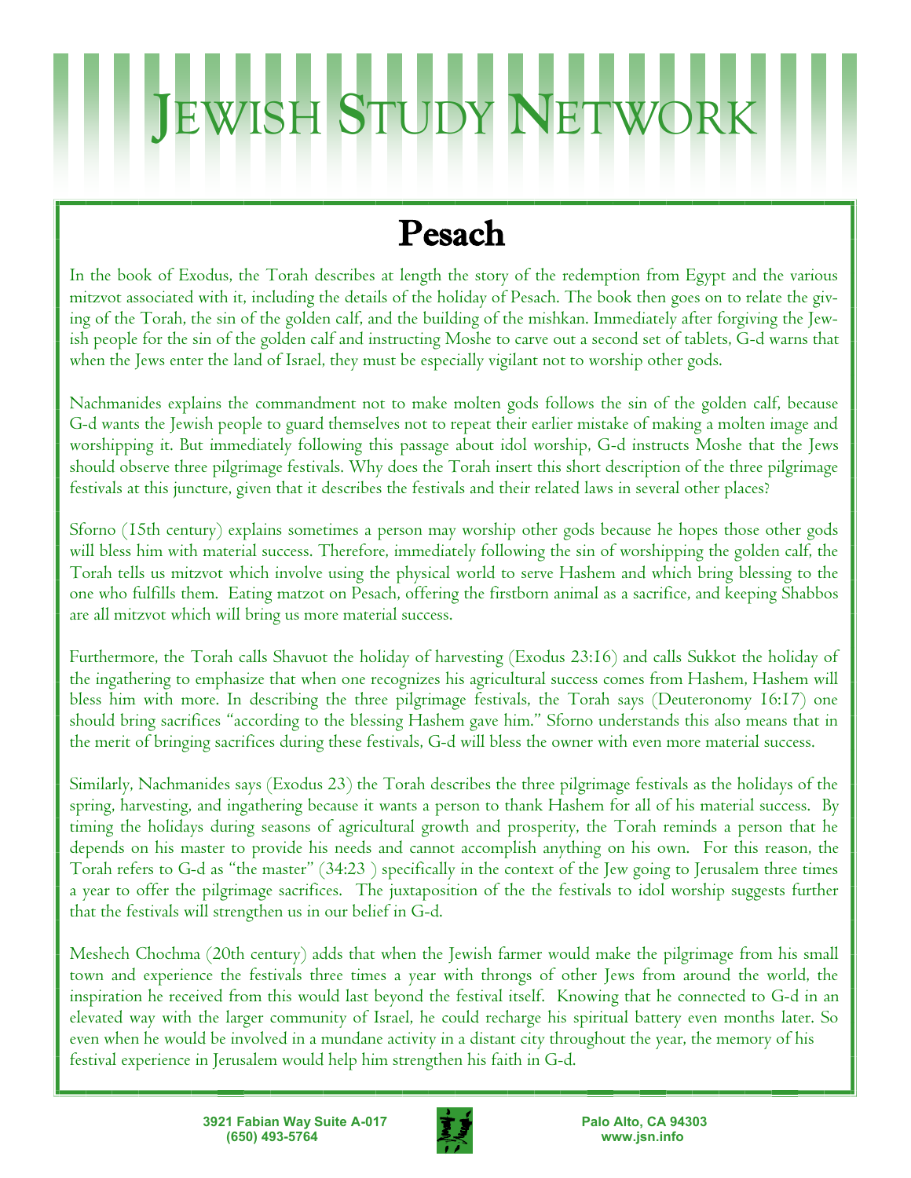# JEWISH STUDY NETWORK

## Pesach

In the book of Exodus, the Torah describes at length the story of the redemption from Egypt and the various mitzvot associated with it, including the details of the holiday of Pesach. The book then goes on to relate the giving of the Torah, the sin of the golden calf, and the building of the mishkan. Immediately after forgiving the Jewish people for the sin of the golden calf and instructing Moshe to carve out a second set of tablets, G-d warns that when the Jews enter the land of Israel, they must be especially vigilant not to worship other gods.

Nachmanides explains the commandment not to make molten gods follows the sin of the golden calf, because G-d wants the Jewish people to guard themselves not to repeat their earlier mistake of making a molten image and worshipping it. But immediately following this passage about idol worship, G-d instructs Moshe that the Jews should observe three pilgrimage festivals. Why does the Torah insert this short description of the three pilgrimage festivals at this juncture, given that it describes the festivals and their related laws in several other places?

Sforno (15th century) explains sometimes a person may worship other gods because he hopes those other gods will bless him with material success. Therefore, immediately following the sin of worshipping the golden calf, the Torah tells us mitzvot which involve using the physical world to serve Hashem and which bring blessing to the one who fulfills them. Eating matzot on Pesach, offering the firstborn animal as a sacrifice, and keeping Shabbos are all mitzvot which will bring us more material success.

Furthermore, the Torah calls Shavuot the holiday of harvesting (Exodus 23:16) and calls Sukkot the holiday of the ingathering to emphasize that when one recognizes his agricultural success comes from Hashem, Hashem will bless him with more. In describing the three pilgrimage festivals, the Torah says (Deuteronomy 16:17) one should bring sacrifices "according to the blessing Hashem gave him." Sforno understands this also means that in the merit of bringing sacrifices during these festivals, G-d will bless the owner with even more material success.

Similarly, Nachmanides says (Exodus 23) the Torah describes the three pilgrimage festivals as the holidays of the spring, harvesting, and ingathering because it wants a person to thank Hashem for all of his material success. By timing the holidays during seasons of agricultural growth and prosperity, the Torah reminds a person that he depends on his master to provide his needs and cannot accomplish anything on his own. For this reason, the Torah refers to G-d as "the master" (34:23 ) specifically in the context of the Jew going to Jerusalem three times a year to offer the pilgrimage sacrifices. The juxtaposition of the the festivals to idol worship suggests further that the festivals will strengthen us in our belief in G-d.

Meshech Chochma (20th century) adds that when the Jewish farmer would make the pilgrimage from his small town and experience the festivals three times a year with throngs of other Jews from around the world, the inspiration he received from this would last beyond the festival itself. Knowing that he connected to G-d in an elevated way with the larger community of Israel, he could recharge his spiritual battery even months later. So even when he would be involved in a mundane activity in a distant city throughout the year, the memory of his festival experience in Jerusalem would help him strengthen his faith in G-d.

3921 Fabian Way Suite A-017
(650) 493-5764

Palo Alto, CA 94303
www.jsn.info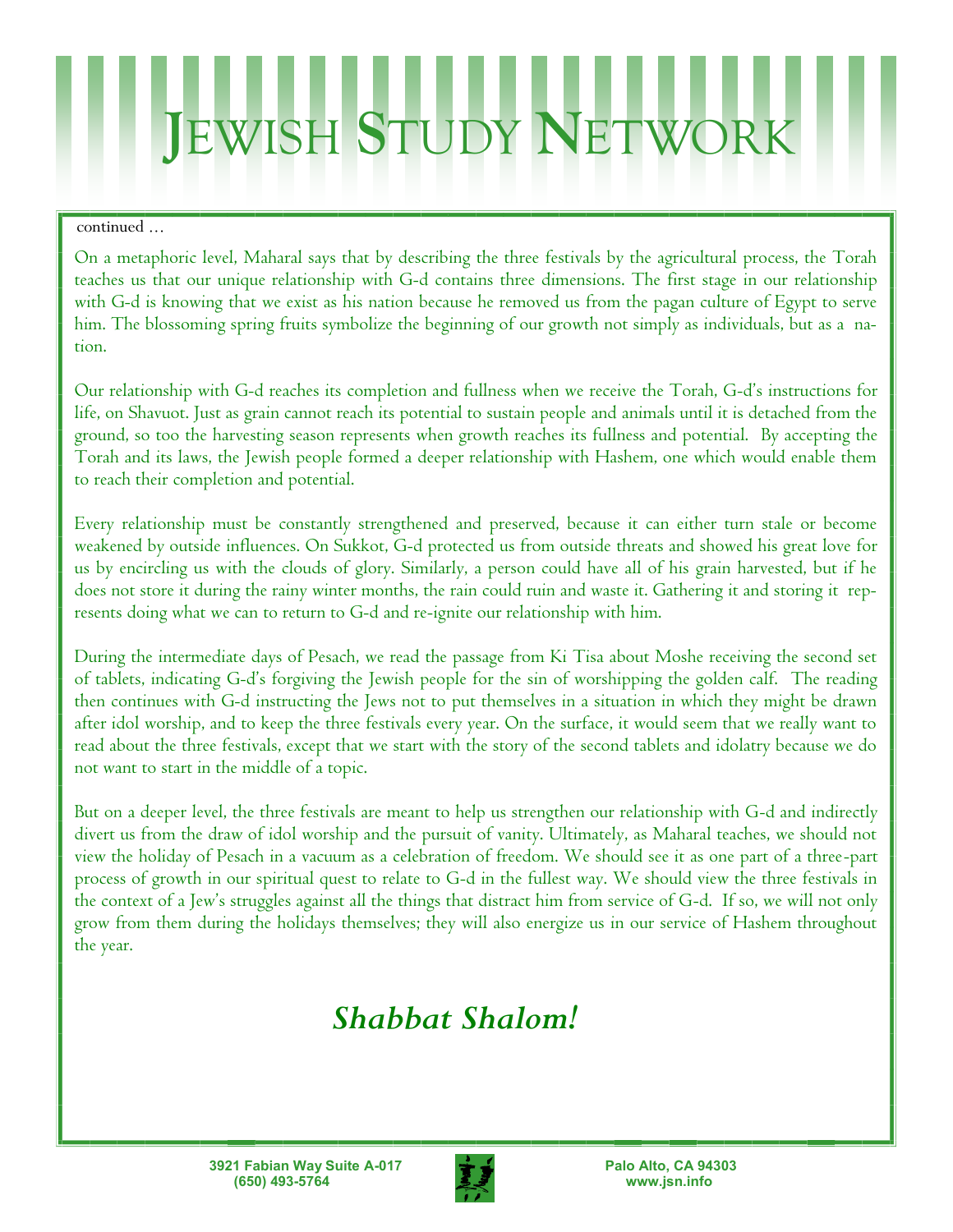# Jewish Study Network

continued …

On a metaphoric level, Maharal says that by describing the three festivals by the agricultural process, the Torah teaches us that our unique relationship with G-d contains three dimensions. The first stage in our relationship with G-d is knowing that we exist as his nation because he removed us from the pagan culture of Egypt to serve him. The blossoming spring fruits symbolize the beginning of our growth not simply as individuals, but as a nation.

Our relationship with G-d reaches its completion and fullness when we receive the Torah, G-d's instructions for life, on Shavuot. Just as grain cannot reach its potential to sustain people and animals until it is detached from the ground, so too the harvesting season represents when growth reaches its fullness and potential. By accepting the Torah and its laws, the Jewish people formed a deeper relationship with Hashem, one which would enable them to reach their completion and potential.

Every relationship must be constantly strengthened and preserved, because it can either turn stale or become weakened by outside influences. On Sukkot, G-d protected us from outside threats and showed his great love for us by encircling us with the clouds of glory. Similarly, a person could have all of his grain harvested, but if he does not store it during the rainy winter months, the rain could ruin and waste it. Gathering it and storing it represents doing what we can to return to G-d and re-ignite our relationship with him.

During the intermediate days of Pesach, we read the passage from Ki Tisa about Moshe receiving the second set of tablets, indicating G-d's forgiving the Jewish people for the sin of worshipping the golden calf. The reading then continues with G-d instructing the Jews not to put themselves in a situation in which they might be drawn after idol worship, and to keep the three festivals every year. On the surface, it would seem that we really want to read about the three festivals, except that we start with the story of the second tablets and idolatry because we do not want to start in the middle of a topic.

But on a deeper level, the three festivals are meant to help us strengthen our relationship with G-d and indirectly divert us from the draw of idol worship and the pursuit of vanity. Ultimately, as Maharal teaches, we should not view the holiday of Pesach in a vacuum as a celebration of freedom. We should see it as one part of a three-part process of growth in our spiritual quest to relate to G-d in the fullest way. We should view the three festivals in the context of a Jew's struggles against all the things that distract him from service of G-d. If so, we will not only grow from them during the holidays themselves; they will also energize us in our service of Hashem throughout the year.

***Shabbat Shalom!***

3921 Fabian Way Suite A-017
(650) 493-5764

Palo Alto, CA 94303
www.jsn.info